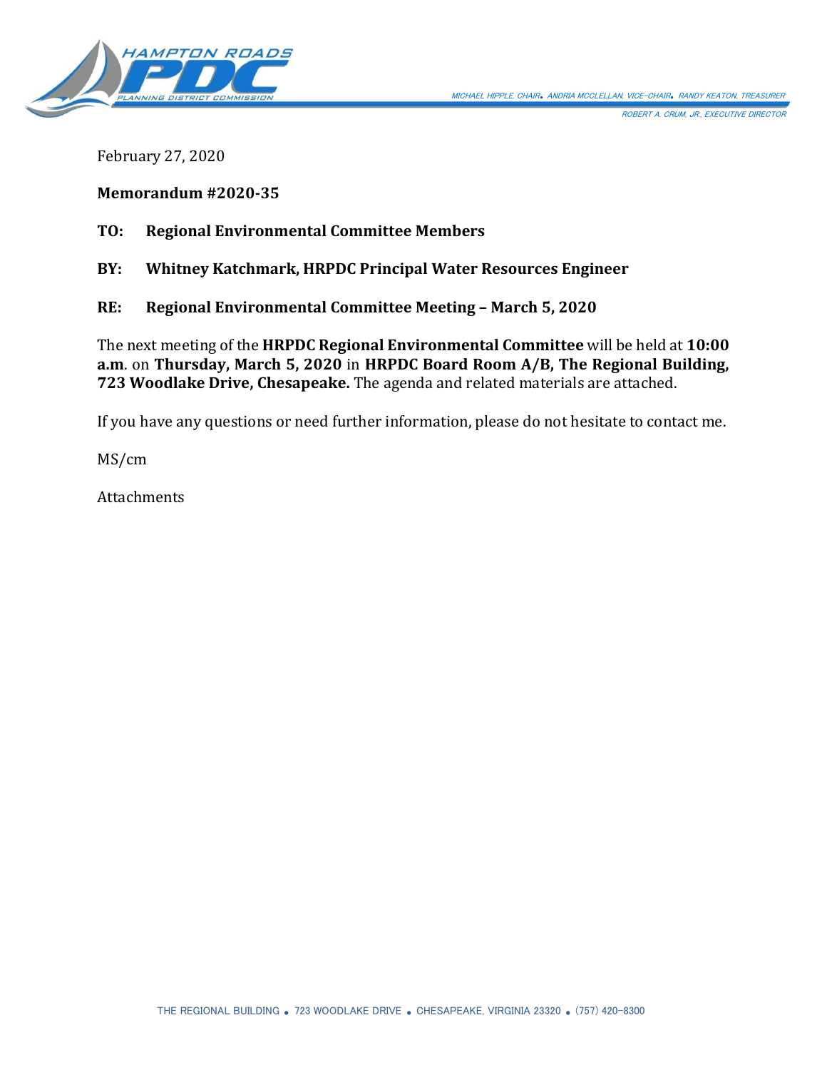MICHAEL HIPPLE, CHAIR • ANDRIA MCCLELLAN, VICE-CHAIR • RANDY KEATON, TREASURER

ROBERT A. CRUM, JR., EXECUTIVE DIRECTOR

February 27, 2020

**Memorandum #2020-35**

**TO: Regional Environmental Committee Members**

**BY: Whitney Katchmark, HRPDC Principal Water Resources Engineer**

**RE: Regional Environmental Committee Meeting – March 5, 2020**

The next meeting of the **HRPDC Regional Environmental Committee** will be held at **10:00 a.m**. on **Thursday, March 5, 2020** in **HRPDC Board Room A/B, The Regional Building, 723 Woodlake Drive, Chesapeake.** The agenda and related materials are attached.

If you have any questions or need further information, please do not hesitate to contact me.

MS/cm

Attachments

THE REGIONAL BUILDING • 723 WOODLAKE DRIVE • CHESAPEAKE, VIRGINIA 23320 • (757) 420-8300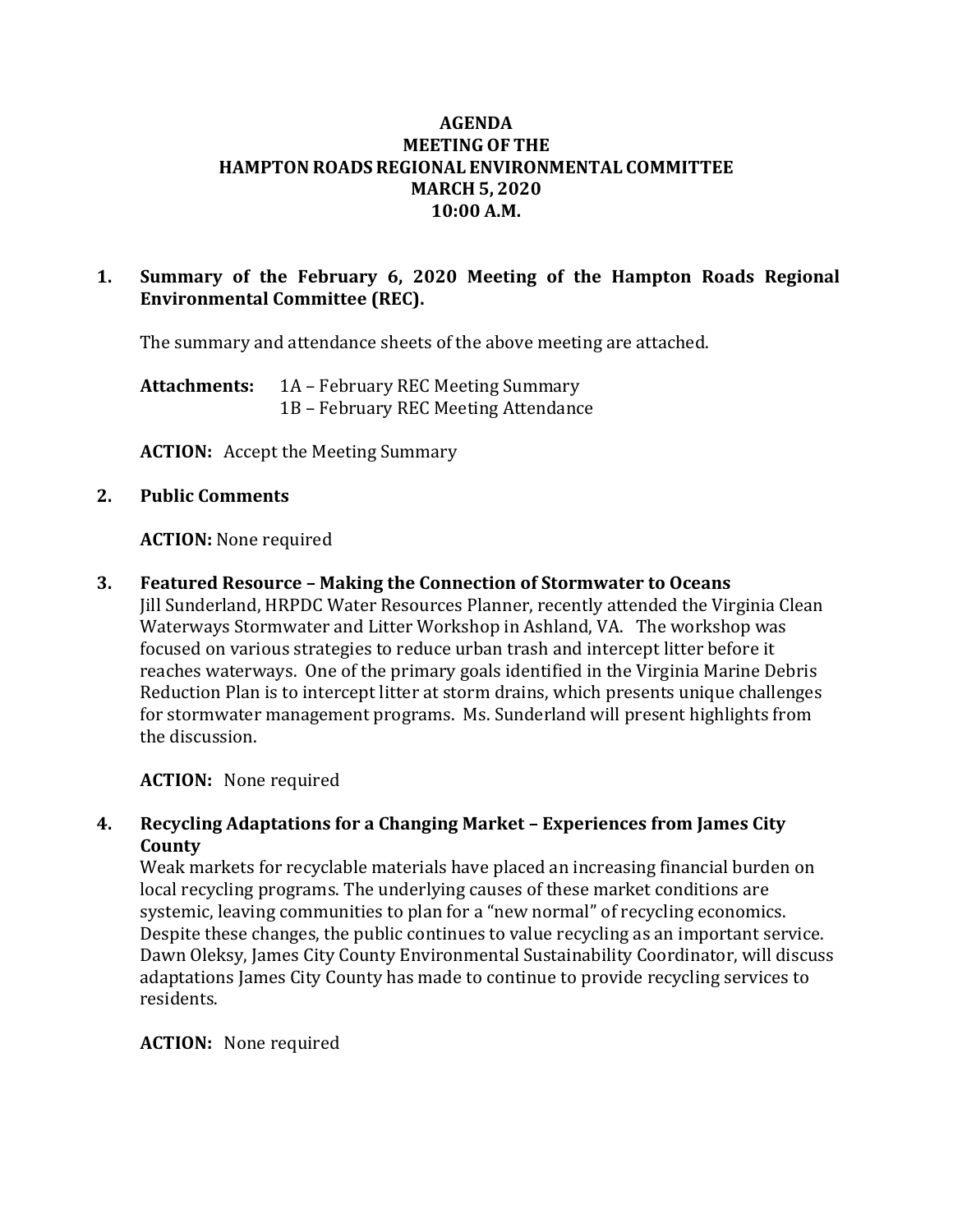**AGENDA**
**MEETING OF THE**
**HAMPTON ROADS REGIONAL ENVIRONMENTAL COMMITTEE**
**MARCH 5, 2020**
**10:00 A.M.**

**1. Summary of the February 6, 2020 Meeting of the Hampton Roads Regional Environmental Committee (REC).**

The summary and attendance sheets of the above meeting are attached.

**Attachments:** 1A – February REC Meeting Summary
1B – February REC Meeting Attendance

**ACTION:** Accept the Meeting Summary

**2. Public Comments**

**ACTION:** None required

**3. Featured Resource – Making the Connection of Stormwater to Oceans**

Jill Sunderland, HRPDC Water Resources Planner, recently attended the Virginia Clean Waterways Stormwater and Litter Workshop in Ashland, VA. The workshop was focused on various strategies to reduce urban trash and intercept litter before it reaches waterways. One of the primary goals identified in the Virginia Marine Debris Reduction Plan is to intercept litter at storm drains, which presents unique challenges for stormwater management programs. Ms. Sunderland will present highlights from the discussion.

**ACTION:** None required

**4. Recycling Adaptations for a Changing Market – Experiences from James City County**

Weak markets for recyclable materials have placed an increasing financial burden on local recycling programs. The underlying causes of these market conditions are systemic, leaving communities to plan for a "new normal" of recycling economics. Despite these changes, the public continues to value recycling as an important service. Dawn Oleksy, James City County Environmental Sustainability Coordinator, will discuss adaptations James City County has made to continue to provide recycling services to residents.

**ACTION:** None required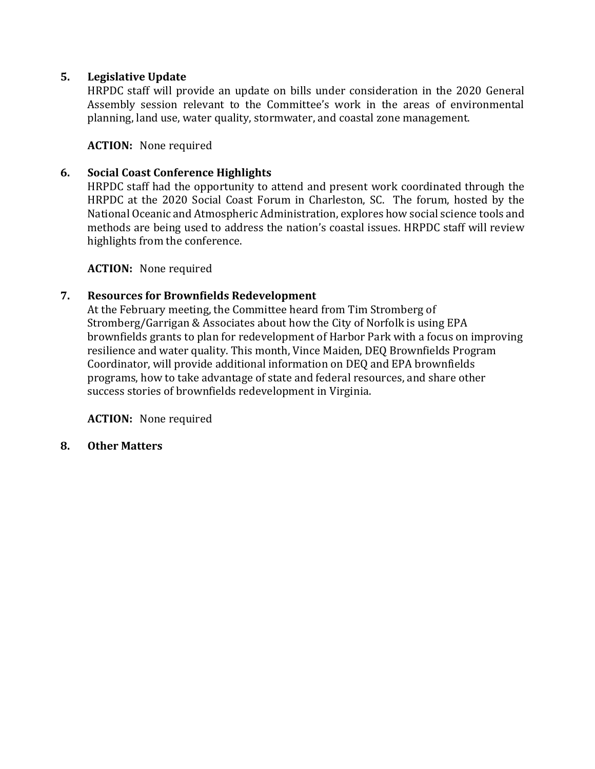5. **Legislative Update**

HRPDC staff will provide an update on bills under consideration in the 2020 General Assembly session relevant to the Committee's work in the areas of environmental planning, land use, water quality, stormwater, and coastal zone management.

**ACTION:** None required

6. **Social Coast Conference Highlights**

HRPDC staff had the opportunity to attend and present work coordinated through the HRPDC at the 2020 Social Coast Forum in Charleston, SC. The forum, hosted by the National Oceanic and Atmospheric Administration, explores how social science tools and methods are being used to address the nation's coastal issues. HRPDC staff will review highlights from the conference.

**ACTION:** None required

7. **Resources for Brownfields Redevelopment**

At the February meeting, the Committee heard from Tim Stromberg of Stromberg/Garrigan & Associates about how the City of Norfolk is using EPA brownfields grants to plan for redevelopment of Harbor Park with a focus on improving resilience and water quality. This month, Vince Maiden, DEQ Brownfields Program Coordinator, will provide additional information on DEQ and EPA brownfields programs, how to take advantage of state and federal resources, and share other success stories of brownfields redevelopment in Virginia.

**ACTION:** None required

8. **Other Matters**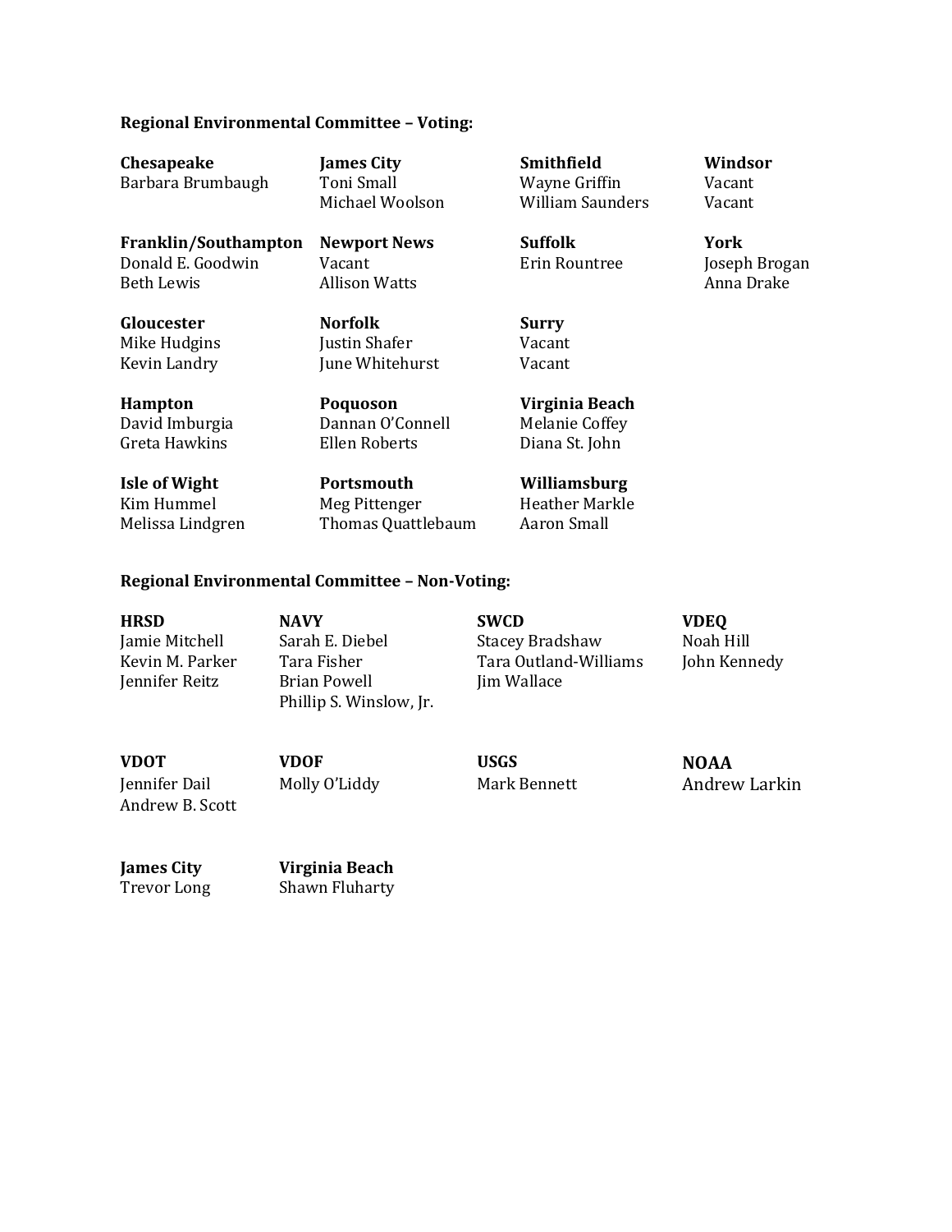**Regional Environmental Committee – Voting:**

**Chesapeake**
Barbara Brumbaugh

**Franklin/Southampton**
Donald E. Goodwin
Beth Lewis

**Gloucester**
Mike Hudgins
Kevin Landry

**Hampton**
David Imburgia
Greta Hawkins

**Isle of Wight**
Kim Hummel
Melissa Lindgren

**James City**
Toni Small
Michael Woolson

**Newport News**
Vacant
Allison Watts

**Norfolk**
Justin Shafer
June Whitehurst

**Poquoson**
Dannan O'Connell
Ellen Roberts

**Portsmouth**
Meg Pittenger
Thomas Quattlebaum

**Smithfield**
Wayne Griffin
William Saunders

**Suffolk**
Erin Rountree

**Surry**
Vacant
Vacant

**Virginia Beach**
Melanie Coffey
Diana St. John

**Williamsburg**
Heather Markle
Aaron Small

**Windsor**
Vacant
Vacant

**York**
Joseph Brogan
Anna Drake

**Regional Environmental Committee – Non-Voting:**

**HRSD**
Jamie Mitchell
Kevin M. Parker
Jennifer Reitz

**NAVY**
Sarah E. Diebel
Tara Fisher
Brian Powell
Phillip S. Winslow, Jr.

**SWCD**
Stacey Bradshaw
Tara Outland-Williams
Jim Wallace

**VDEQ**
Noah Hill
John Kennedy

**VDOT**
Jennifer Dail
Andrew B. Scott

**VDOF**
Molly O'Liddy

**USGS**
Mark Bennett

**NOAA**
Andrew Larkin

**James City**
Trevor Long

**Virginia Beach**
Shawn Fluharty